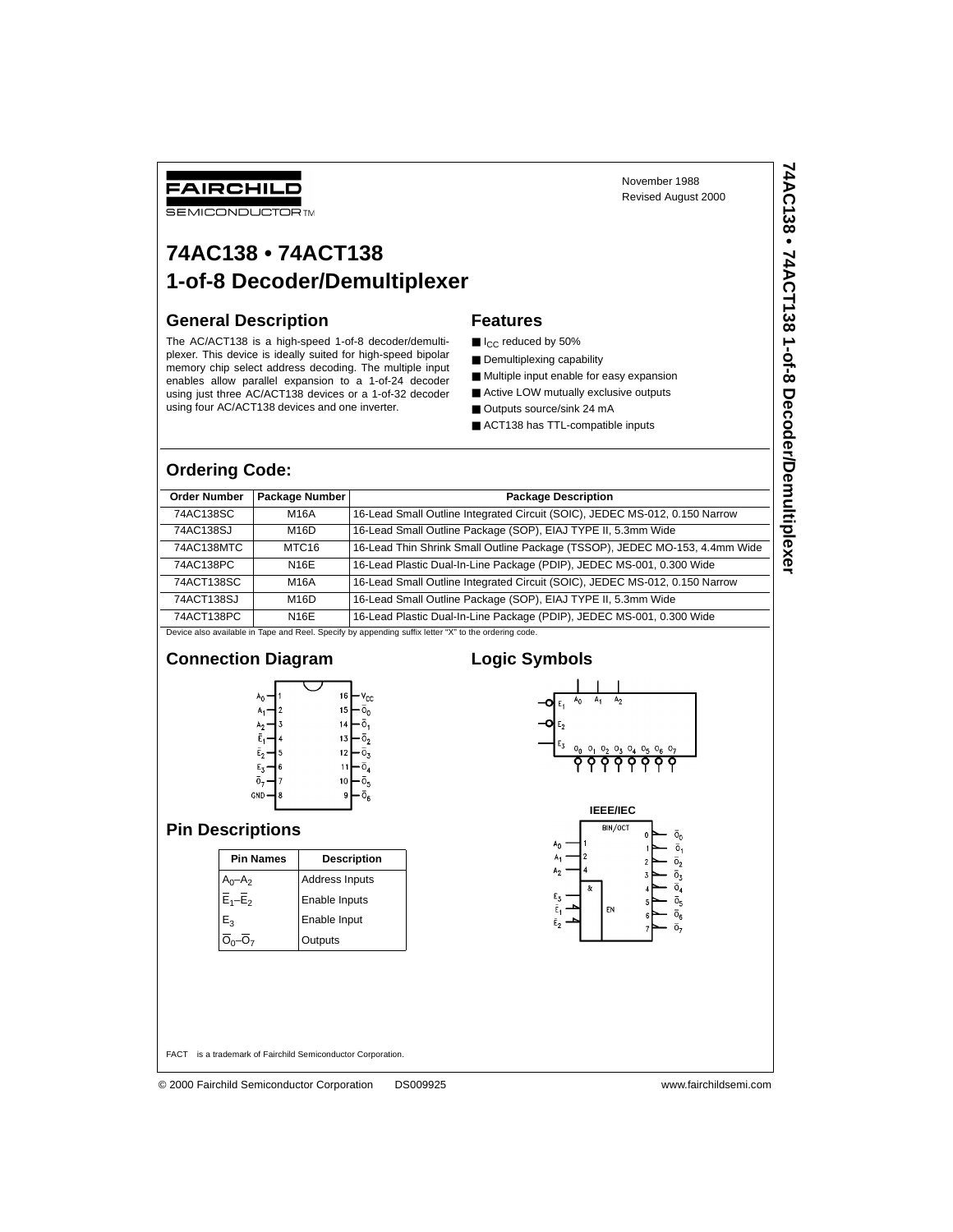FAIRCHILD SEMICONDUCTOR™

November 1988
Revised August 2000

# 74AC138 • 74ACT138 1-of-8 Decoder/Demultiplexer

## General Description

The AC/ACT138 is a high-speed 1-of-8 decoder/demultiplexer. This device is ideally suited for high-speed bipolar memory chip select address decoding. The multiple input enables allow parallel expansion to a 1-of-24 decoder using just three AC/ACT138 devices or a 1-of-32 decoder using four AC/ACT138 devices and one inverter.

## Features

- $I_{CC}$ reduced by 50%
- Demultiplexing capability
- Multiple input enable for easy expansion
- Active LOW mutually exclusive outputs
- Outputs source/sink 24 mA
- ACT138 has TTL-compatible inputs

## Ordering Code:

| Order Number | Package Number | Package Description |
|---|---|---|
| 74AC138SC | M16A | 16-Lead Small Outline Integrated Circuit (SOIC), JEDEC MS-012, 0.150 Narrow |
| 74AC138SJ | M16D | 16-Lead Small Outline Package (SOP), EIAJ TYPE II, 5.3mm Wide |
| 74AC138MTC | MTC16 | 16-Lead Thin Shrink Small Outline Package (TSSOP), JEDEC MO-153, 4.4mm Wide |
| 74AC138PC | N16E | 16-Lead Plastic Dual-In-Line Package (PDIP), JEDEC MS-001, 0.300 Wide |
| 74ACT138SC | M16A | 16-Lead Small Outline Integrated Circuit (SOIC), JEDEC MS-012, 0.150 Narrow |
| 74ACT138SJ | M16D | 16-Lead Small Outline Package (SOP), EIAJ TYPE II, 5.3mm Wide |
| 74ACT138PC | N16E | 16-Lead Plastic Dual-In-Line Package (PDIP), JEDEC MS-001, 0.300 Wide |

Device also available in Tape and Reel. Specify by appending suffix letter "X" to the ordering code.

## Connection Diagram

| Pin | Name | Pin | Name |
|---|---|---|---|
| 1 | $A_0$ | 16 | $V_{CC}$ |
| 2 | $A_1$ | 15 | $\overline{O}_0$ |
| 3 | $A_2$ | 14 | $\overline{O}_1$ |
| 4 | $\overline{E}_1$ | 13 | $\overline{O}_2$ |
| 5 | $\overline{E}_2$ | 12 | $\overline{O}_3$ |
| 6 | $E_3$ | 11 | $\overline{O}_4$ |
| 7 | $\overline{O}_7$ | 10 | $\overline{O}_5$ |
| 8 | GND | 9 | $\overline{O}_6$ |

## Pin Descriptions

| Pin Names | Description |
|---|---|
| $A_0$–$A_2$ | Address Inputs |
| $\overline{E}_1$–$\overline{E}_2$ | Enable Inputs |
| $E_3$ | Enable Input |
| $\overline{O}_0$–$\overline{O}_7$ | Outputs |

## Logic Symbols

IEEE/IEC

FACT™ is a trademark of Fairchild Semiconductor Corporation.

© 2000 Fairchild Semiconductor Corporation DS009925 www.fairchildsemi.com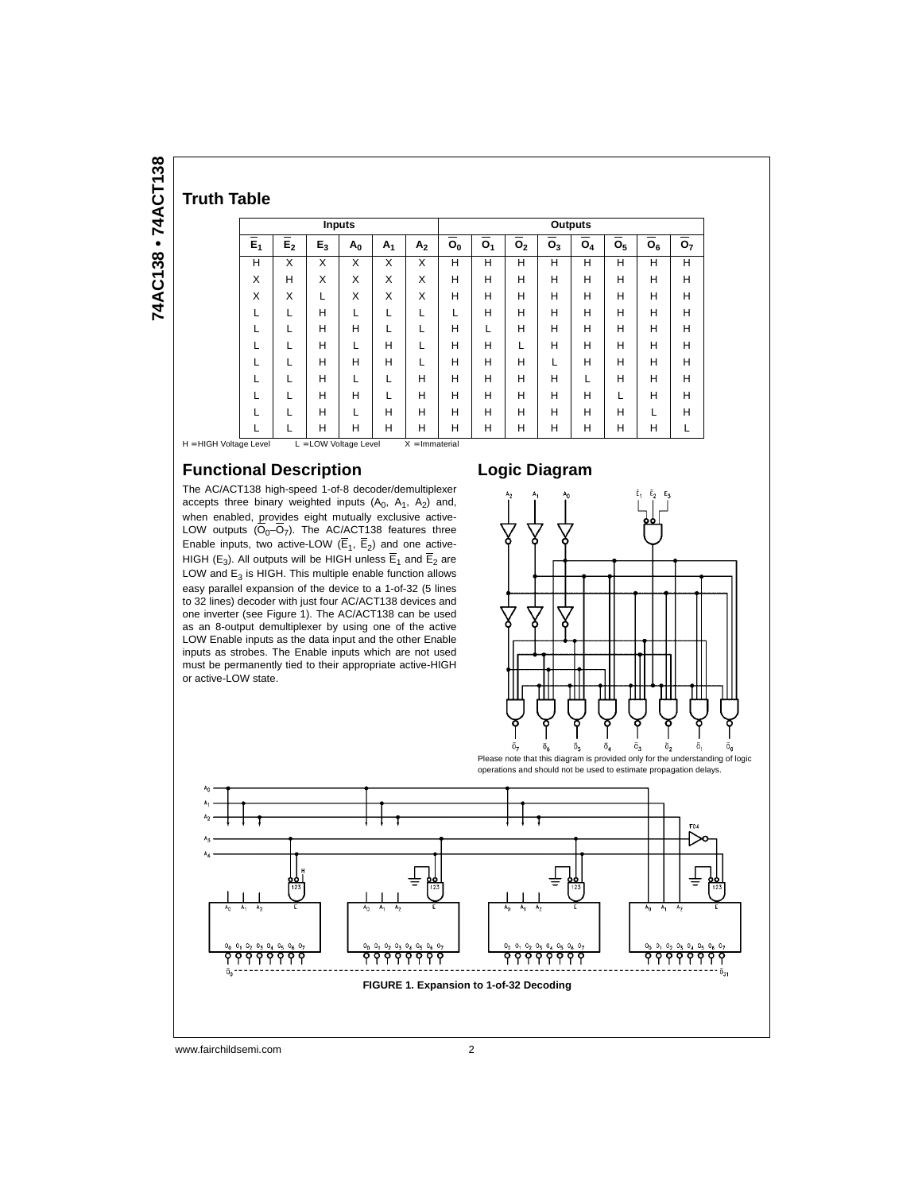## Truth Table

| Inputs | | | | | | Outputs | | | | | | | |
|---|---|---|---|---|---|---|---|---|---|---|---|---|---|
| $\overline{E}_1$ | $\overline{E}_2$ | $E_3$ | $A_0$ | $A_1$ | $A_2$ | $\overline{O}_0$ | $\overline{O}_1$ | $\overline{O}_2$ | $\overline{O}_3$ | $\overline{O}_4$ | $\overline{O}_5$ | $\overline{O}_6$ | $\overline{O}_7$ |
| H | X | X | X | X | X | H | H | H | H | H | H | H | H |
| X | H | X | X | X | X | H | H | H | H | H | H | H | H |
| X | X | L | X | X | X | H | H | H | H | H | H | H | H |
| L | L | H | L | L | L | L | H | H | H | H | H | H | H |
| L | L | H | H | L | L | H | L | H | H | H | H | H | H |
| L | L | H | L | H | L | H | H | L | H | H | H | H | H |
| L | L | H | H | H | L | H | H | H | L | H | H | H | H |
| L | L | H | L | L | H | H | H | H | H | L | H | H | H |
| L | L | H | H | L | H | H | H | H | H | H | L | H | H |
| L | L | H | L | H | H | H | H | H | H | H | H | L | H |
| L | L | H | H | H | H | H | H | H | H | H | H | H | L |

H = HIGH Voltage Level   L = LOW Voltage Level   X = Immaterial

## Functional Description

The AC/ACT138 high-speed 1-of-8 decoder/demultiplexer accepts three binary weighted inputs ($A_0$, $A_1$, $A_2$) and, when enabled, provides eight mutually exclusive active-LOW outputs ($\overline{O}_0$–$\overline{O}_7$). The AC/ACT138 features three Enable inputs, two active-LOW ($\overline{E}_1$, $\overline{E}_2$) and one active-HIGH ($E_3$). All outputs will be HIGH unless $\overline{E}_1$ and $\overline{E}_2$ are LOW and $E_3$ is HIGH. This multiple enable function allows easy parallel expansion of the device to a 1-of-32 (5 lines to 32 lines) decoder with just four AC/ACT138 devices and one inverter (see Figure 1). The AC/ACT138 can be used as an 8-output demultiplexer by using one of the active LOW Enable inputs as the data input and the other Enable inputs as strobes. The Enable inputs which are not used must be permanently tied to their appropriate active-HIGH or active-LOW state.

## Logic Diagram

Please note that this diagram is provided only for the understanding of logic operations and should not be used to estimate propagation delays.

**FIGURE 1. Expansion to 1-of-32 Decoding**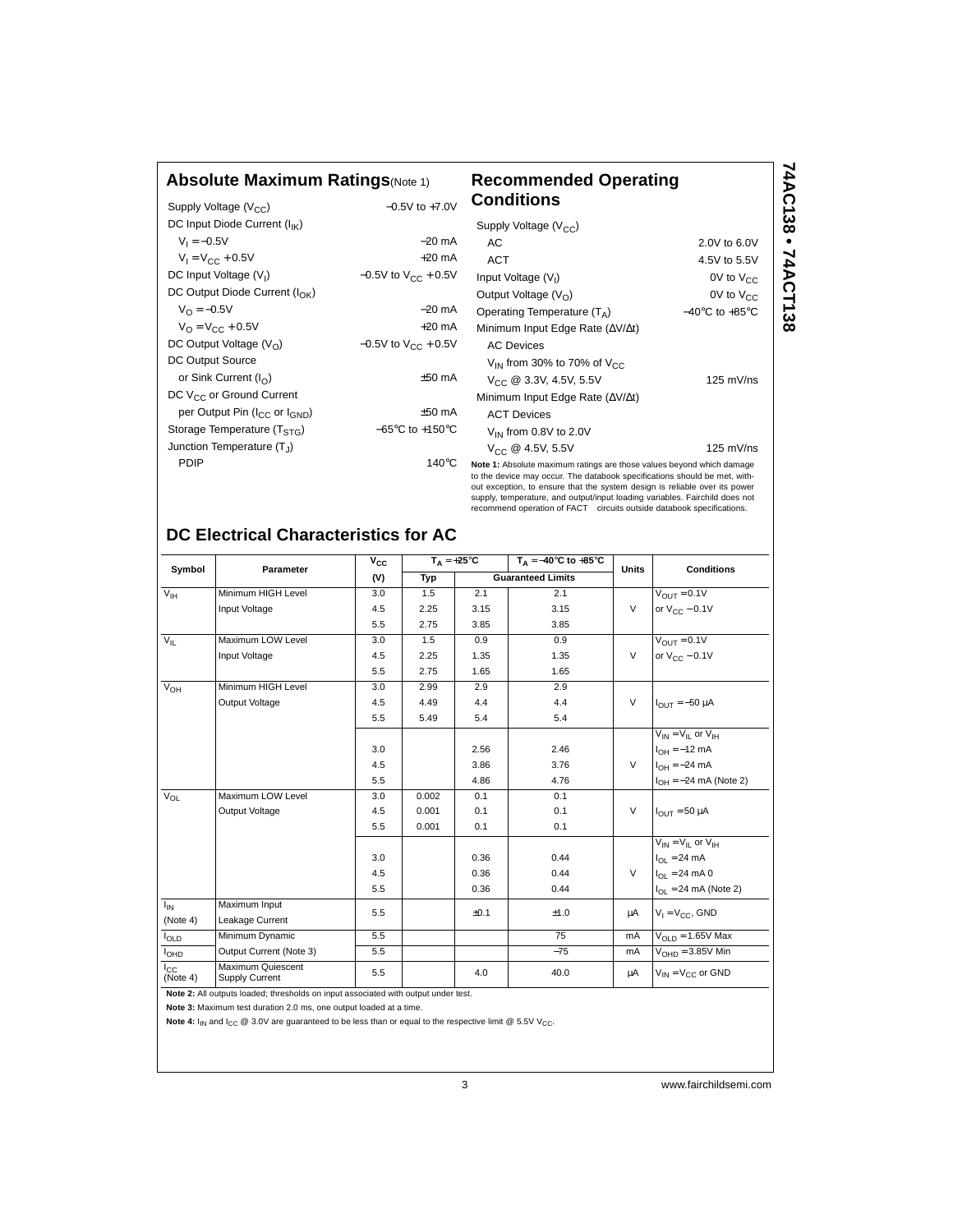## Absolute Maximum Ratings (Note 1)

| | |
|---|---|
| Supply Voltage ($V_{CC}$) | −0.5V to +7.0V |
| DC Input Diode Current ($I_{IK}$) | |
| $V_I = -0.5V$ | −20 mA |
| $V_I = V_{CC} + 0.5V$ | +20 mA |
| DC Input Voltage ($V_I$) | −0.5V to $V_{CC}$ + 0.5V |
| DC Output Diode Current ($I_{OK}$) | |
| $V_O = -0.5V$ | −20 mA |
| $V_O = V_{CC} + 0.5V$ | +20 mA |
| DC Output Voltage ($V_O$) | −0.5V to $V_{CC}$ + 0.5V |
| DC Output Source | |
| or Sink Current ($I_O$) | ±50 mA |
| DC $V_{CC}$ or Ground Current | |
| per Output Pin ($I_{CC}$ or $I_{GND}$) | ±50 mA |
| Storage Temperature ($T_{STG}$) | −65°C to +150°C |
| Junction Temperature ($T_J$) | |
| PDIP | 140°C |

## Recommended Operating Conditions

| | |
|---|---|
| Supply Voltage ($V_{CC}$) | |
| AC | 2.0V to 6.0V |
| ACT | 4.5V to 5.5V |
| Input Voltage ($V_I$) | 0V to $V_{CC}$ |
| Output Voltage ($V_O$) | 0V to $V_{CC}$ |
| Operating Temperature ($T_A$) | −40°C to +85°C |
| Minimum Input Edge Rate (ΔV/Δt) | |
| AC Devices | |
| $V_{IN}$ from 30% to 70% of $V_{CC}$ | |
| $V_{CC}$ @ 3.3V, 4.5V, 5.5V | 125 mV/ns |
| Minimum Input Edge Rate (ΔV/Δt) | |
| ACT Devices | |
| $V_{IN}$ from 0.8V to 2.0V | |
| $V_{CC}$ @ 4.5V, 5.5V | 125 mV/ns |

**Note 1:** Absolute maximum ratings are those values beyond which damage to the device may occur. The databook specifications should be met, without exception, to ensure that the system design is reliable over its power supply, temperature, and output/input loading variables. Fairchild does not recommend operation of FACT™ circuits outside databook specifications.

## DC Electrical Characteristics for AC

| Symbol | Parameter | $V_{CC}$ (V) | $T_A$ = +25°C Typ | $T_A$ = +25°C Guaranteed Limits | $T_A$ = −40°C to +85°C Guaranteed Limits | Units | Conditions |
|---|---|---|---|---|---|---|---|
| $V_{IH}$ | Minimum HIGH Level Input Voltage | 3.0 | 1.5 | 2.1 | 2.1 | V | $V_{OUT}$ = 0.1V or $V_{CC}$ − 0.1V |
| | | 4.5 | 2.25 | 3.15 | 3.15 | | |
| | | 5.5 | 2.75 | 3.85 | 3.85 | | |
| $V_{IL}$ | Maximum LOW Level Input Voltage | 3.0 | 1.5 | 0.9 | 0.9 | V | $V_{OUT}$ = 0.1V or $V_{CC}$ − 0.1V |
| | | 4.5 | 2.25 | 1.35 | 1.35 | | |
| | | 5.5 | 2.75 | 1.65 | 1.65 | | |
| $V_{OH}$ | Minimum HIGH Level Output Voltage | 3.0 | 2.99 | 2.9 | 2.9 | V | $I_{OUT}$ = −50 μA |
| | | 4.5 | 4.49 | 4.4 | 4.4 | | |
| | | 5.5 | 5.49 | 5.4 | 5.4 | | |
| | | | | | | | $V_{IN}$ = $V_{IL}$ or $V_{IH}$ |
| | | 3.0 | | 2.56 | 2.46 | V | $I_{OH}$ = −12 mA |
| | | 4.5 | | 3.86 | 3.76 | | $I_{OH}$ = −24 mA |
| | | 5.5 | | 4.86 | 4.76 | | $I_{OH}$ = −24 mA (Note 2) |
| $V_{OL}$ | Maximum LOW Level Output Voltage | 3.0 | 0.002 | 0.1 | 0.1 | V | $I_{OUT}$ = 50 μA |
| | | 4.5 | 0.001 | 0.1 | 0.1 | | |
| | | 5.5 | 0.001 | 0.1 | 0.1 | | |
| | | | | | | | $V_{IN}$ = $V_{IL}$ or $V_{IH}$ |
| | | 3.0 | | 0.36 | 0.44 | V | $I_{OL}$ = 24 mA |
| | | 4.5 | | 0.36 | 0.44 | | $I_{OL}$ = 24 mA 0 |
| | | 5.5 | | 0.36 | 0.44 | | $I_{OL}$ = 24 mA (Note 2) |
| $I_{IN}$ (Note 4) | Maximum Input Leakage Current | 5.5 | | ±0.1 | ±1.0 | μA | $V_I$ = $V_{CC}$, GND |
| $I_{OLD}$ | Minimum Dynamic Output Current (Note 3) | 5.5 | | | 75 | mA | $V_{OLD}$ = 1.65V Max |
| $I_{OHD}$ | | 5.5 | | | −75 | mA | $V_{OHD}$ = 3.85V Min |
| $I_{CC}$ (Note 4) | Maximum Quiescent Supply Current | 5.5 | | 4.0 | 40.0 | μA | $V_{IN}$ = $V_{CC}$ or GND |

**Note 2:** All outputs loaded; thresholds on input associated with output under test.

**Note 3:** Maximum test duration 2.0 ms, one output loaded at a time.

**Note 4:** $I_{IN}$ and $I_{CC}$ @ 3.0V are guaranteed to be less than or equal to the respective limit @ 5.5V $V_{CC}$.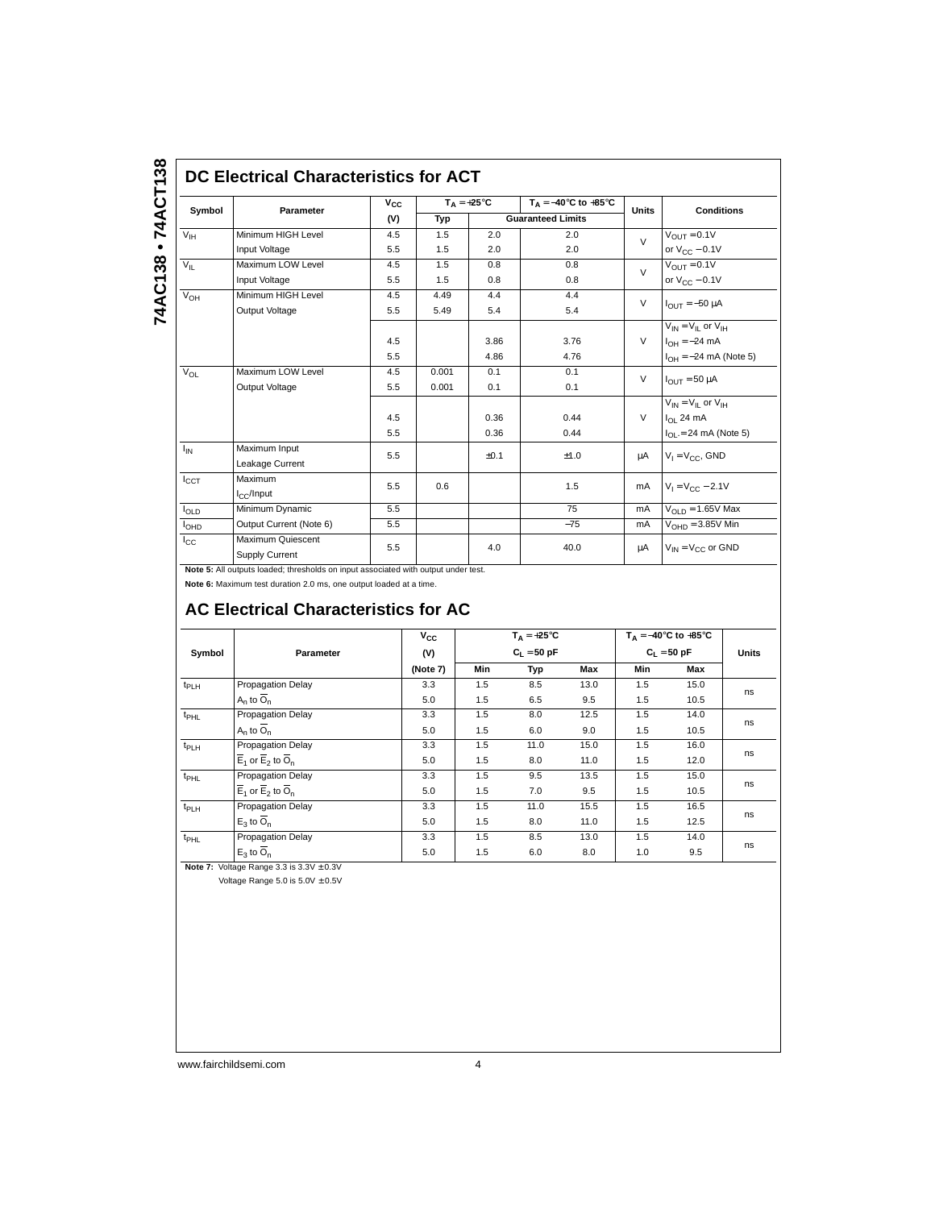## DC Electrical Characteristics for ACT

| Symbol | Parameter | $V_{CC}$ (V) | $T_A = +25°C$ Typ | $T_A = +25°C$ Guaranteed Limits | $T_A = -40°C$ to $+85°C$ Guaranteed Limits | Units | Conditions |
|---|---|---|---|---|---|---|---|
| $V_{IH}$ | Minimum HIGH Level Input Voltage | 4.5 | 1.5 | 2.0 | 2.0 | V | $V_{OUT} = 0.1V$ or $V_{CC} - 0.1V$ |
| | | 5.5 | 1.5 | 2.0 | 2.0 | | |
| $V_{IL}$ | Maximum LOW Level Input Voltage | 4.5 | 1.5 | 0.8 | 0.8 | V | $V_{OUT} = 0.1V$ or $V_{CC} - 0.1V$ |
| | | 5.5 | 1.5 | 0.8 | 0.8 | | |
| $V_{OH}$ | Minimum HIGH Level Output Voltage | 4.5 | 4.49 | 4.4 | 4.4 | V | $I_{OUT} = -50\ \mu A$ |
| | | 5.5 | 5.49 | 5.4 | 5.4 | | |
| | | | | | | | $V_{IN} = V_{IL}$ or $V_{IH}$ |
| | | 4.5 | | 3.86 | 3.76 | V | $I_{OH} = -24\ mA$ |
| | | 5.5 | | 4.86 | 4.76 | | $I_{OH} = -24\ mA$ (Note 5) |
| $V_{OL}$ | Maximum LOW Level Output Voltage | 4.5 | 0.001 | 0.1 | 0.1 | V | $I_{OUT} = 50\ \mu A$ |
| | | 5.5 | 0.001 | 0.1 | 0.1 | | |
| | | | | | | | $V_{IN} = V_{IL}$ or $V_{IH}$ |
| | | 4.5 | | 0.36 | 0.44 | V | $I_{OL}$ 24 mA |
| | | 5.5 | | 0.36 | 0.44 | | $I_{OL} = 24\ mA$ (Note 5) |
| $I_{IN}$ | Maximum Input Leakage Current | 5.5 | | ±0.1 | ±1.0 | µA | $V_I = V_{CC}$, GND |
| $I_{CCT}$ | Maximum $I_{CC}$/Input | 5.5 | 0.6 | | 1.5 | mA | $V_I = V_{CC} - 2.1V$ |
| $I_{OLD}$ | Minimum Dynamic | 5.5 | | | 75 | mA | $V_{OLD} = 1.65V$ Max |
| $I_{OHD}$ | Output Current (Note 6) | 5.5 | | | −75 | mA | $V_{OHD} = 3.85V$ Min |
| $I_{CC}$ | Maximum Quiescent Supply Current | 5.5 | | 4.0 | 40.0 | µA | $V_{IN} = V_{CC}$ or GND |

**Note 5:** All outputs loaded; thresholds on input associated with output under test.

**Note 6:** Maximum test duration 2.0 ms, one output loaded at a time.

## AC Electrical Characteristics for AC

| Symbol | Parameter | $V_{CC}$ (V) (Note 7) | $T_A = +25°C$, $C_L = 50\ pF$ Min | Typ | Max | $T_A = -40°C$ to $+85°C$, $C_L = 50\ pF$ Min | Max | Units |
|---|---|---|---|---|---|---|---|---|
| $t_{PLH}$ | Propagation Delay $A_n$ to $\overline{O}_n$ | 3.3 | 1.5 | 8.5 | 13.0 | 1.5 | 15.0 | ns |
| | | 5.0 | 1.5 | 6.5 | 9.5 | 1.5 | 10.5 | |
| $t_{PHL}$ | Propagation Delay $A_n$ to $\overline{O}_n$ | 3.3 | 1.5 | 8.0 | 12.5 | 1.5 | 14.0 | ns |
| | | 5.0 | 1.5 | 6.0 | 9.0 | 1.5 | 10.5 | |
| $t_{PLH}$ | Propagation Delay $\overline{E}_1$ or $\overline{E}_2$ to $\overline{O}_n$ | 3.3 | 1.5 | 11.0 | 15.0 | 1.5 | 16.0 | ns |
| | | 5.0 | 1.5 | 8.0 | 11.0 | 1.5 | 12.0 | |
| $t_{PHL}$ | Propagation Delay $\overline{E}_1$ or $\overline{E}_2$ to $\overline{O}_n$ | 3.3 | 1.5 | 9.5 | 13.5 | 1.5 | 15.0 | ns |
| | | 5.0 | 1.5 | 7.0 | 9.5 | 1.5 | 10.5 | |
| $t_{PLH}$ | Propagation Delay $E_3$ to $\overline{O}_n$ | 3.3 | 1.5 | 11.0 | 15.5 | 1.5 | 16.5 | ns |
| | | 5.0 | 1.5 | 8.0 | 11.0 | 1.5 | 12.5 | |
| $t_{PHL}$ | Propagation Delay $E_3$ to $\overline{O}_n$ | 3.3 | 1.5 | 8.5 | 13.0 | 1.5 | 14.0 | ns |
| | | 5.0 | 1.5 | 6.0 | 8.0 | 1.0 | 9.5 | |

**Note 7:** Voltage Range 3.3 is 3.3V ± 0.3V

Voltage Range 5.0 is 5.0V ± 0.5V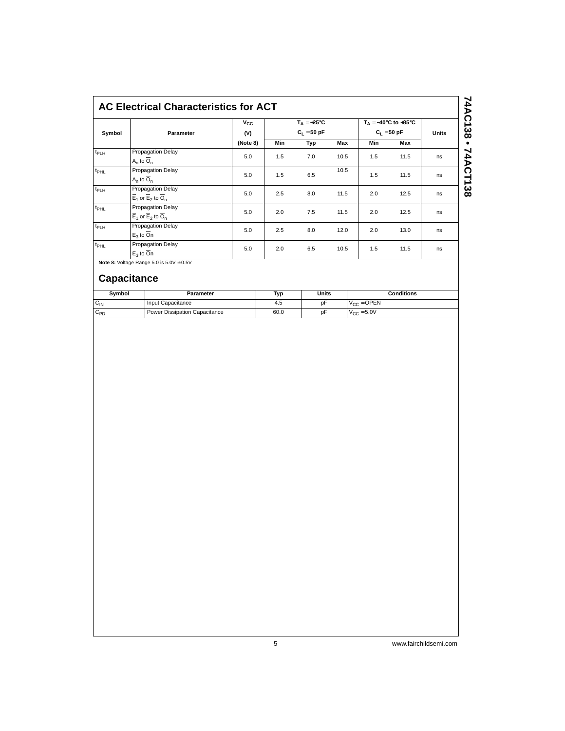## AC Electrical Characteristics for ACT

| Symbol | Parameter | $V_{CC}$ (V) (Note 8) | $T_A = +25°C$ $C_L = 50$ pF | | | $T_A = -40°C$ to $+85°C$ $C_L = 50$ pF | | Units |
|---|---|---|---|---|---|---|---|---|
| | | | Min | Typ | Max | Min | Max | |
| $t_{PLH}$ | Propagation Delay $A_n$ to $\overline{O}_n$ | 5.0 | 1.5 | 7.0 | 10.5 | 1.5 | 11.5 | ns |
| $t_{PHL}$ | Propagation Delay $A_n$ to $\overline{O}_n$ | 5.0 | 1.5 | 6.5 | 10.5 | 1.5 | 11.5 | ns |
| $t_{PLH}$ | Propagation Delay $\overline{E}_1$ or $\overline{E}_2$ to $\overline{O}_n$ | 5.0 | 2.5 | 8.0 | 11.5 | 2.0 | 12.5 | ns |
| $t_{PHL}$ | Propagation Delay $\overline{E}_1$ or $\overline{E}_2$ to $\overline{O}_n$ | 5.0 | 2.0 | 7.5 | 11.5 | 2.0 | 12.5 | ns |
| $t_{PLH}$ | Propagation Delay $E_3$ to $\overline{O}n$ | 5.0 | 2.5 | 8.0 | 12.0 | 2.0 | 13.0 | ns |
| $t_{PHL}$ | Propagation Delay $E_3$ to $\overline{O}n$ | 5.0 | 2.0 | 6.5 | 10.5 | 1.5 | 11.5 | ns |

**Note 8:** Voltage Range 5.0 is 5.0V ± 0.5V

## Capacitance

| Symbol | Parameter | Typ | Units | Conditions |
|---|---|---|---|---|
| $C_{IN}$ | Input Capacitance | 4.5 | pF | $V_{CC}$ = OPEN |
| $C_{PD}$ | Power Dissipation Capacitance | 60.0 | pF | $V_{CC}$ = 5.0V |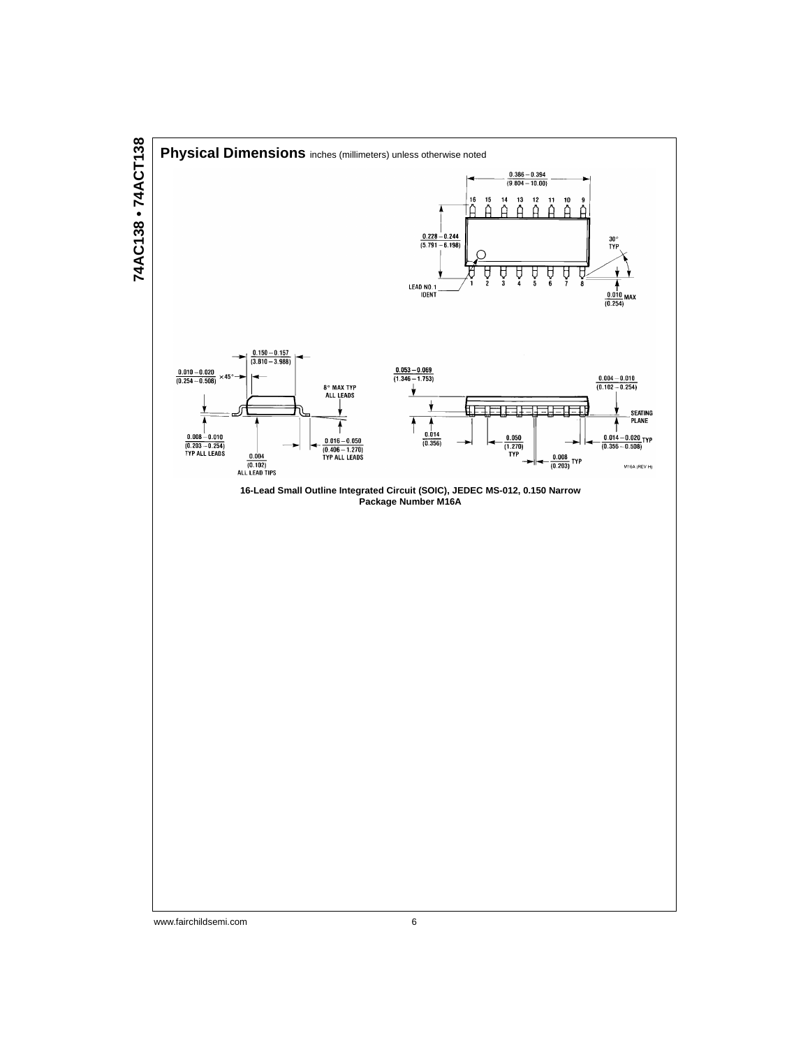## Physical Dimensions inches (millimeters) unless otherwise noted

16-Lead Small Outline Integrated Circuit (SOIC), JEDEC MS-012, 0.150 Narrow
Package Number M16A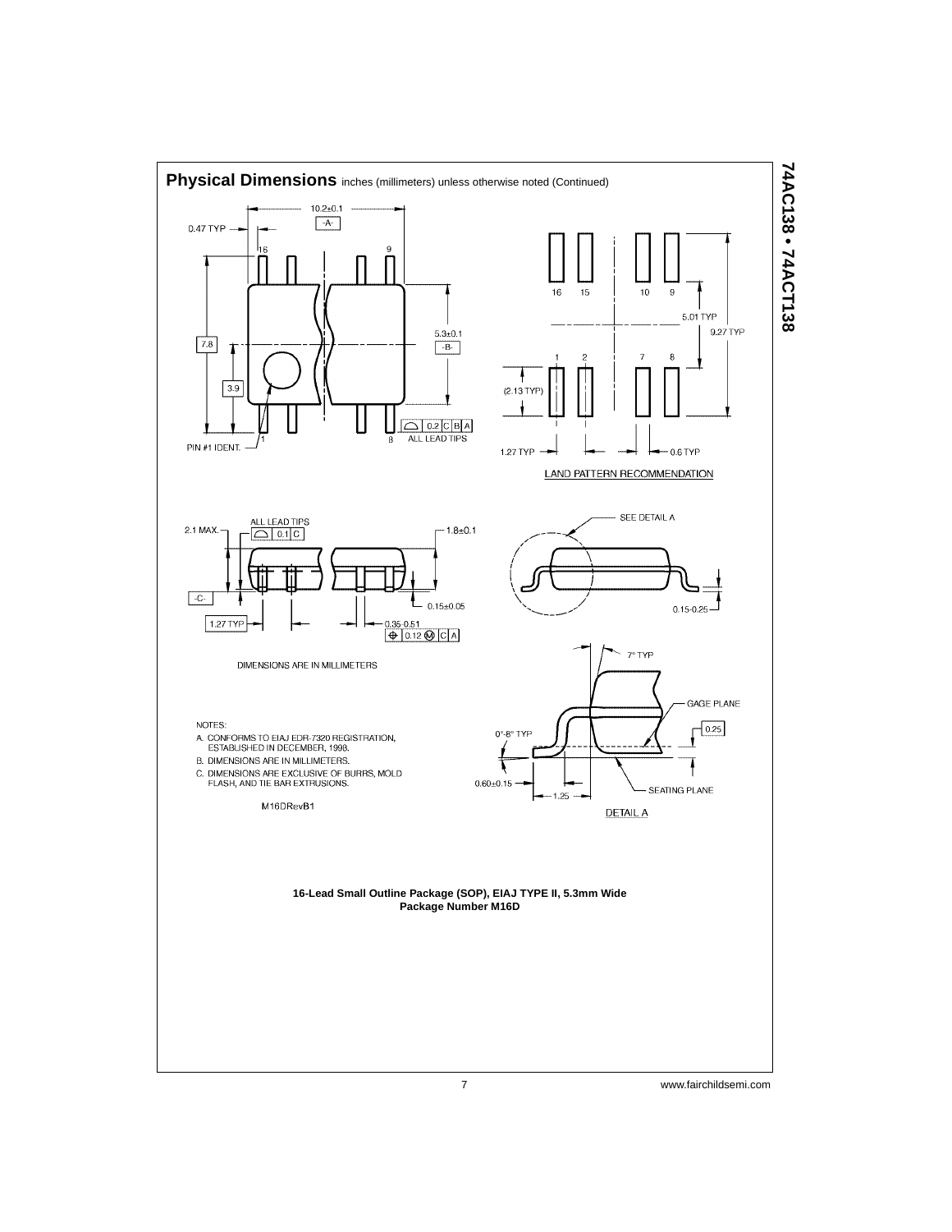## Physical Dimensions inches (millimeters) unless otherwise noted (Continued)

10.2±0.1

-A-

0.47 TYP

16 9

7.8

3.9

5.3±0.1

-B-

PIN #1 IDENT.

1 8

0.2 C B A

ALL LEAD TIPS

16 15 10 9

5.01 TYP

9.27 TYP

1 2 7 8

(2.13 TYP)

1.27 TYP

0.6 TYP

LAND PATTERN RECOMMENDATION

2.1 MAX.

ALL LEAD TIPS

0.1 C

1.8±0.1

-C-

0.15±0.05

1.27 TYP

0.35-0.51

0.12 M C A

SEE DETAIL A

0.15-0.25

DIMENSIONS ARE IN MILLIMETERS

7° TYP

GAGE PLANE

0.25

0°-8° TYP

0.60±0.15

1.25

SEATING PLANE

DETAIL A

NOTES:

A. CONFORMS TO EIAJ EDR-7320 REGISTRATION, ESTABLISHED IN DECEMBER, 1998.

B. DIMENSIONS ARE IN MILLIMETERS.

C. DIMENSIONS ARE EXCLUSIVE OF BURRS, MOLD FLASH, AND TIE BAR EXTRUSIONS.

M16DRevB1

**16-Lead Small Outline Package (SOP), EIAJ TYPE II, 5.3mm Wide**
**Package Number M16D**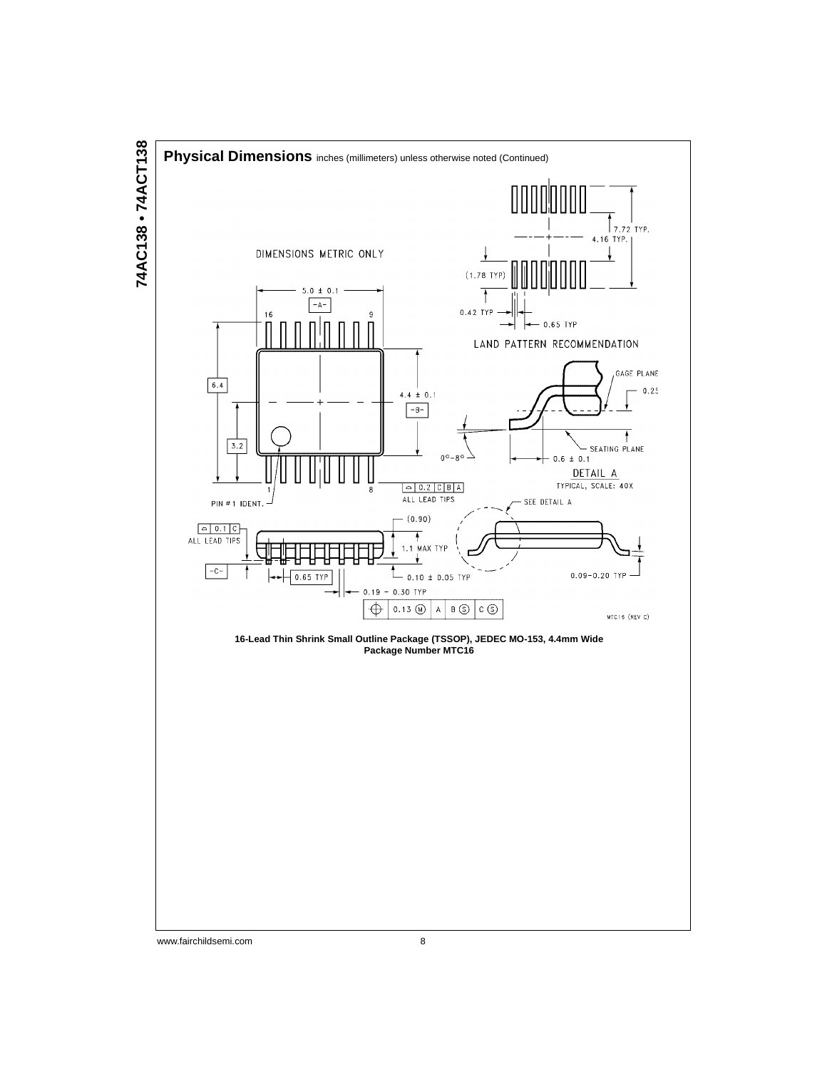## Physical Dimensions inches (millimeters) unless otherwise noted (Continued)

DIMENSIONS METRIC ONLY

LAND PATTERN RECOMMENDATION

7.72 TYP.
4.16 TYP.
(1.78 TYP)
0.42 TYP
0.65 TYP

5.0 ± 0.1
-A-
16
9
6.4
4.4 ± 0.1
-B-
3.2
1
8
PIN #1 IDENT.
0.2 C B A
ALL LEAD TIPS

GAGE PLANE
0.25
SEATING PLANE
0°–8°
0.6 ± 0.1
DETAIL A
TYPICAL, SCALE: 40X

SEE DETAIL A

0.1 C
ALL LEAD TIPS
-C-
(0.90)
1.1 MAX TYP
0.10 ± 0.05 TYP
0.65 TYP
0.19 – 0.30 TYP
0.13 (M) A B (S) C (S)
0.09–0.20 TYP

MTC16 (REV C)

**16-Lead Thin Shrink Small Outline Package (TSSOP), JEDEC MO-153, 4.4mm Wide**
**Package Number MTC16**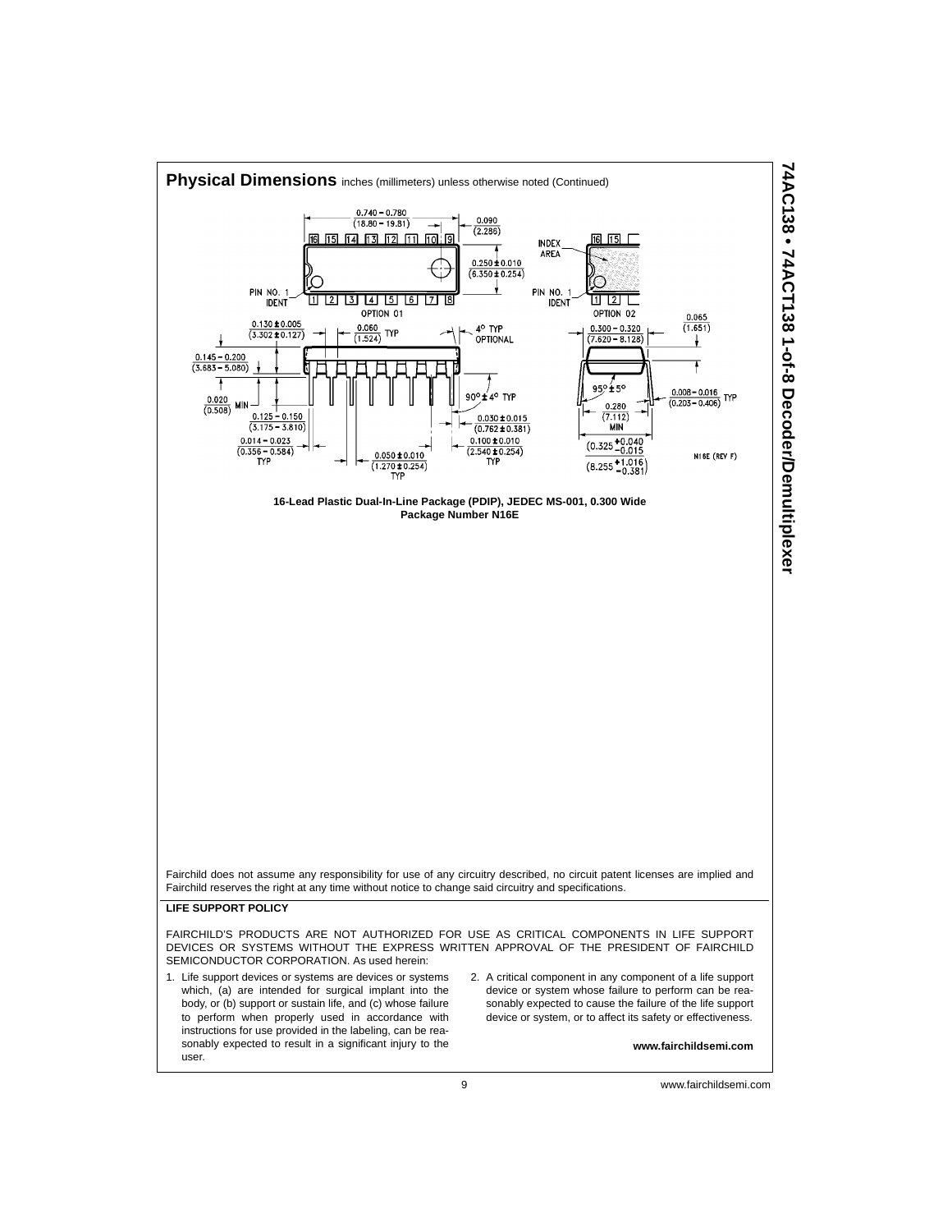## Physical Dimensions inches (millimeters) unless otherwise noted (Continued)

0.740 – 0.780
(18.80 – 19.81)
0.090
(2.286)
INDEX AREA
0.250 ± 0.010
(6.350 ± 0.254)
PIN NO. 1 IDENT
OPTION 01
PIN NO. 1 IDENT
OPTION 02
0.065
(1.651)
0.130 ± 0.005
(3.302 ± 0.127)
0.060
(1.524) TYP
4° TYP OPTIONAL
0.300 – 0.320
(7.620 – 8.128)
0.145 – 0.200
(3.683 – 5.080)
95° ± 5°
0.008 – 0.016
(0.203 – 0.406) TYP
0.020
(0.508) MIN
90° ± 4° TYP
0.280
(7.112)
MIN
0.125 – 0.150
(3.175 – 3.810)
0.030 ± 0.015
(0.762 ± 0.381)
0.014 – 0.023
(0.356 – 0.584)
TYP
0.100 ± 0.010
(2.540 ± 0.254)
TYP
0.050 ± 0.010
(1.270 ± 0.254)
TYP
$\left(0.325 {}^{+0.040}_{-0.015}\right)$
$\left(8.255 {}^{+1.016}_{-0.381}\right)$
N16E (REV F)

**16-Lead Plastic Dual-In-Line Package (PDIP), JEDEC MS-001, 0.300 Wide**
**Package Number N16E**

Fairchild does not assume any responsibility for use of any circuitry described, no circuit patent licenses are implied and Fairchild reserves the right at any time without notice to change said circuitry and specifications.

**LIFE SUPPORT POLICY**

FAIRCHILD'S PRODUCTS ARE NOT AUTHORIZED FOR USE AS CRITICAL COMPONENTS IN LIFE SUPPORT DEVICES OR SYSTEMS WITHOUT THE EXPRESS WRITTEN APPROVAL OF THE PRESIDENT OF FAIRCHILD SEMICONDUCTOR CORPORATION. As used herein:

1. Life support devices or systems are devices or systems which, (a) are intended for surgical implant into the body, or (b) support or sustain life, and (c) whose failure to perform when properly used in accordance with instructions for use provided in the labeling, can be reasonably expected to result in a significant injury to the user.
2. A critical component in any component of a life support device or system whose failure to perform can be reasonably expected to cause the failure of the life support device or system, or to affect its safety or effectiveness.

**www.fairchildsemi.com**